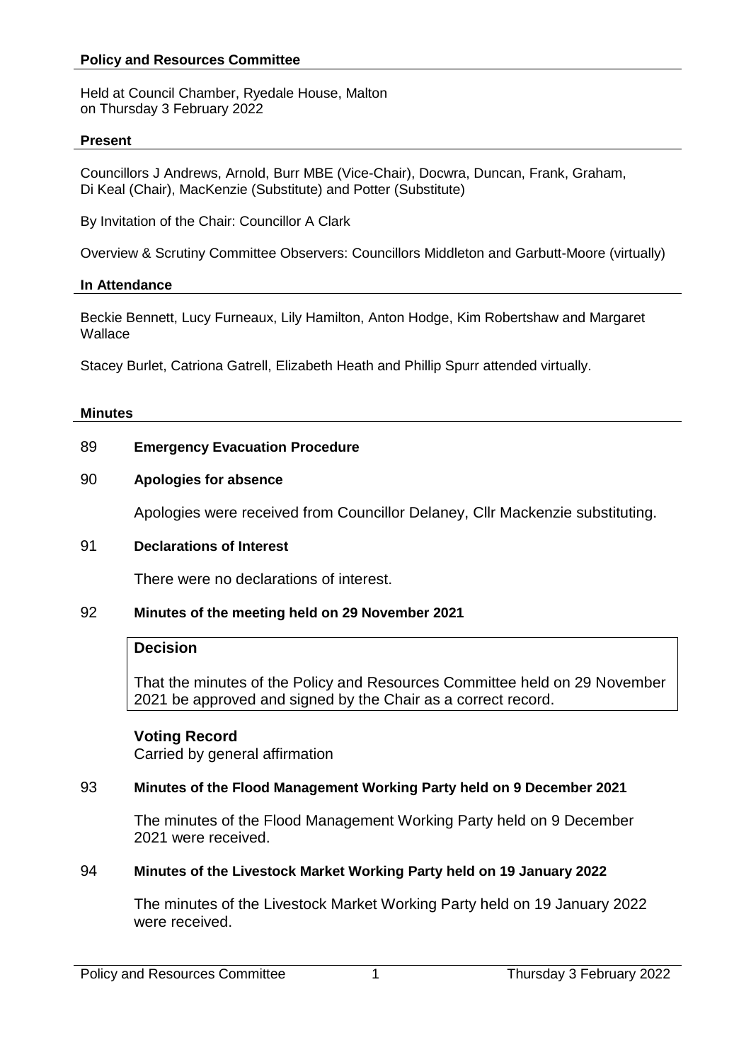## Policy and Resources Committee

Held at Council Chamber, Ryedale House, Malton
on Thursday 3 February 2022

### Present

Councillors J Andrews, Arnold, Burr MBE (Vice-Chair), Docwra, Duncan, Frank, Graham, Di Keal (Chair), MacKenzie (Substitute) and Potter (Substitute)

By Invitation of the Chair: Councillor A Clark

Overview & Scrutiny Committee Observers: Councillors Middleton and Garbutt-Moore (virtually)

### In Attendance

Beckie Bennett, Lucy Furneaux, Lily Hamilton, Anton Hodge, Kim Robertshaw and Margaret Wallace

Stacey Burlet, Catriona Gatrell, Elizabeth Heath and Phillip Spurr attended virtually.

### Minutes

89 **Emergency Evacuation Procedure**

90 **Apologies for absence**

Apologies were received from Councillor Delaney, Cllr Mackenzie substituting.

91 **Declarations of Interest**

There were no declarations of interest.

92 **Minutes of the meeting held on 29 November 2021**

**Decision**

That the minutes of the Policy and Resources Committee held on 29 November 2021 be approved and signed by the Chair as a correct record.

**Voting Record**
Carried by general affirmation

93 **Minutes of the Flood Management Working Party held on 9 December 2021**

The minutes of the Flood Management Working Party held on 9 December 2021 were received.

94 **Minutes of the Livestock Market Working Party held on 19 January 2022**

The minutes of the Livestock Market Working Party held on 19 January 2022 were received.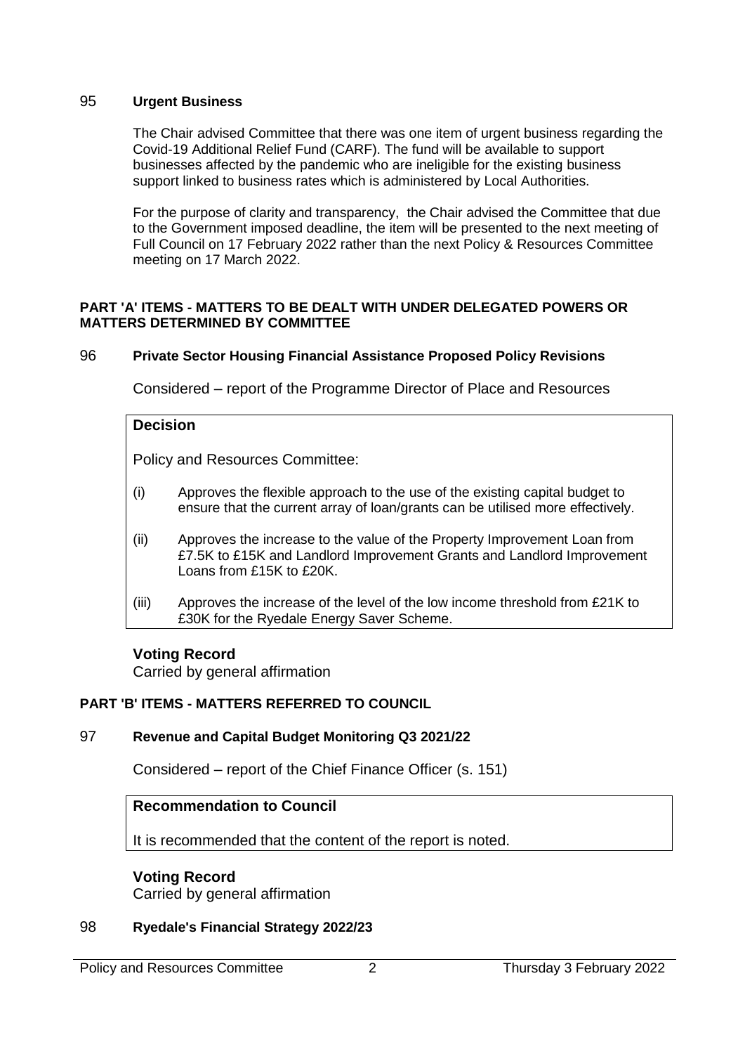### 95 Urgent Business

The Chair advised Committee that there was one item of urgent business regarding the Covid-19 Additional Relief Fund (CARF). The fund will be available to support businesses affected by the pandemic who are ineligible for the existing business support linked to business rates which is administered by Local Authorities.

For the purpose of clarity and transparency, the Chair advised the Committee that due to the Government imposed deadline, the item will be presented to the next meeting of Full Council on 17 February 2022 rather than the next Policy & Resources Committee meeting on 17 March 2022.

## PART 'A' ITEMS - MATTERS TO BE DEALT WITH UNDER DELEGATED POWERS OR MATTERS DETERMINED BY COMMITTEE

### 96 Private Sector Housing Financial Assistance Proposed Policy Revisions

Considered – report of the Programme Director of Place and Resources

**Decision**

Policy and Resources Committee:

(i) Approves the flexible approach to the use of the existing capital budget to ensure that the current array of loan/grants can be utilised more effectively.

(ii) Approves the increase to the value of the Property Improvement Loan from £7.5K to £15K and Landlord Improvement Grants and Landlord Improvement Loans from £15K to £20K.

(iii) Approves the increase of the level of the low income threshold from £21K to £30K for the Ryedale Energy Saver Scheme.

**Voting Record**
Carried by general affirmation

## PART 'B' ITEMS - MATTERS REFERRED TO COUNCIL

### 97 Revenue and Capital Budget Monitoring Q3 2021/22

Considered – report of the Chief Finance Officer (s. 151)

**Recommendation to Council**

It is recommended that the content of the report is noted.

**Voting Record**
Carried by general affirmation

### 98 Ryedale's Financial Strategy 2022/23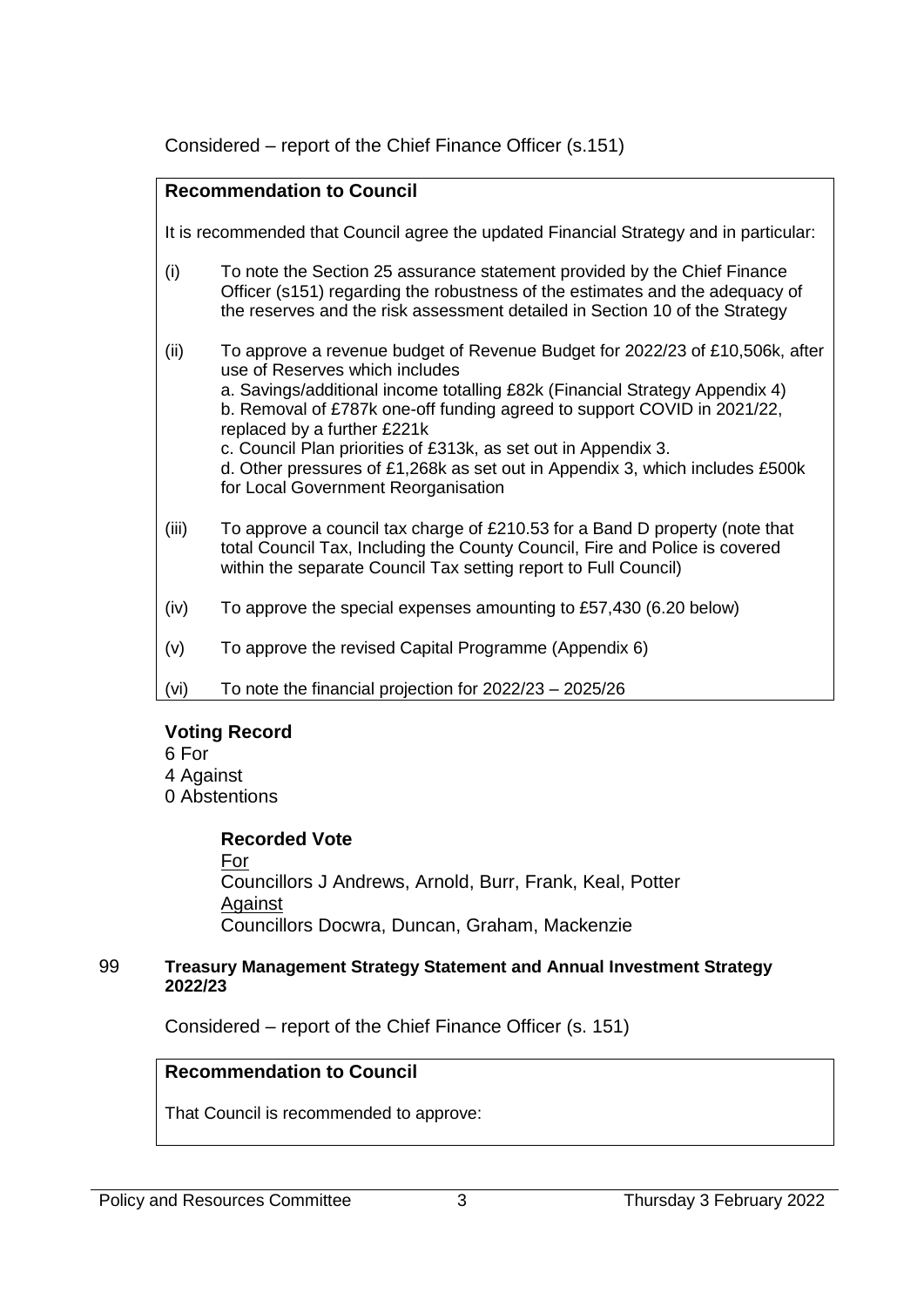Considered – report of the Chief Finance Officer (s.151)

**Recommendation to Council**

It is recommended that Council agree the updated Financial Strategy and in particular:

(i) To note the Section 25 assurance statement provided by the Chief Finance Officer (s151) regarding the robustness of the estimates and the adequacy of the reserves and the risk assessment detailed in Section 10 of the Strategy

(ii) To approve a revenue budget of Revenue Budget for 2022/23 of £10,506k, after use of Reserves which includes
a. Savings/additional income totalling £82k (Financial Strategy Appendix 4)
b. Removal of £787k one-off funding agreed to support COVID in 2021/22, replaced by a further £221k
c. Council Plan priorities of £313k, as set out in Appendix 3.
d. Other pressures of £1,268k as set out in Appendix 3, which includes £500k for Local Government Reorganisation

(iii) To approve a council tax charge of £210.53 for a Band D property (note that total Council Tax, Including the County Council, Fire and Police is covered within the separate Council Tax setting report to Full Council)

(iv) To approve the special expenses amounting to £57,430 (6.20 below)

(v) To approve the revised Capital Programme (Appendix 6)

(vi) To note the financial projection for 2022/23 – 2025/26

**Voting Record**
6 For
4 Against
0 Abstentions

**Recorded Vote**
For
Councillors J Andrews, Arnold, Burr, Frank, Keal, Potter
Against
Councillors Docwra, Duncan, Graham, Mackenzie

99 **Treasury Management Strategy Statement and Annual Investment Strategy 2022/23**

Considered – report of the Chief Finance Officer (s. 151)

**Recommendation to Council**

That Council is recommended to approve: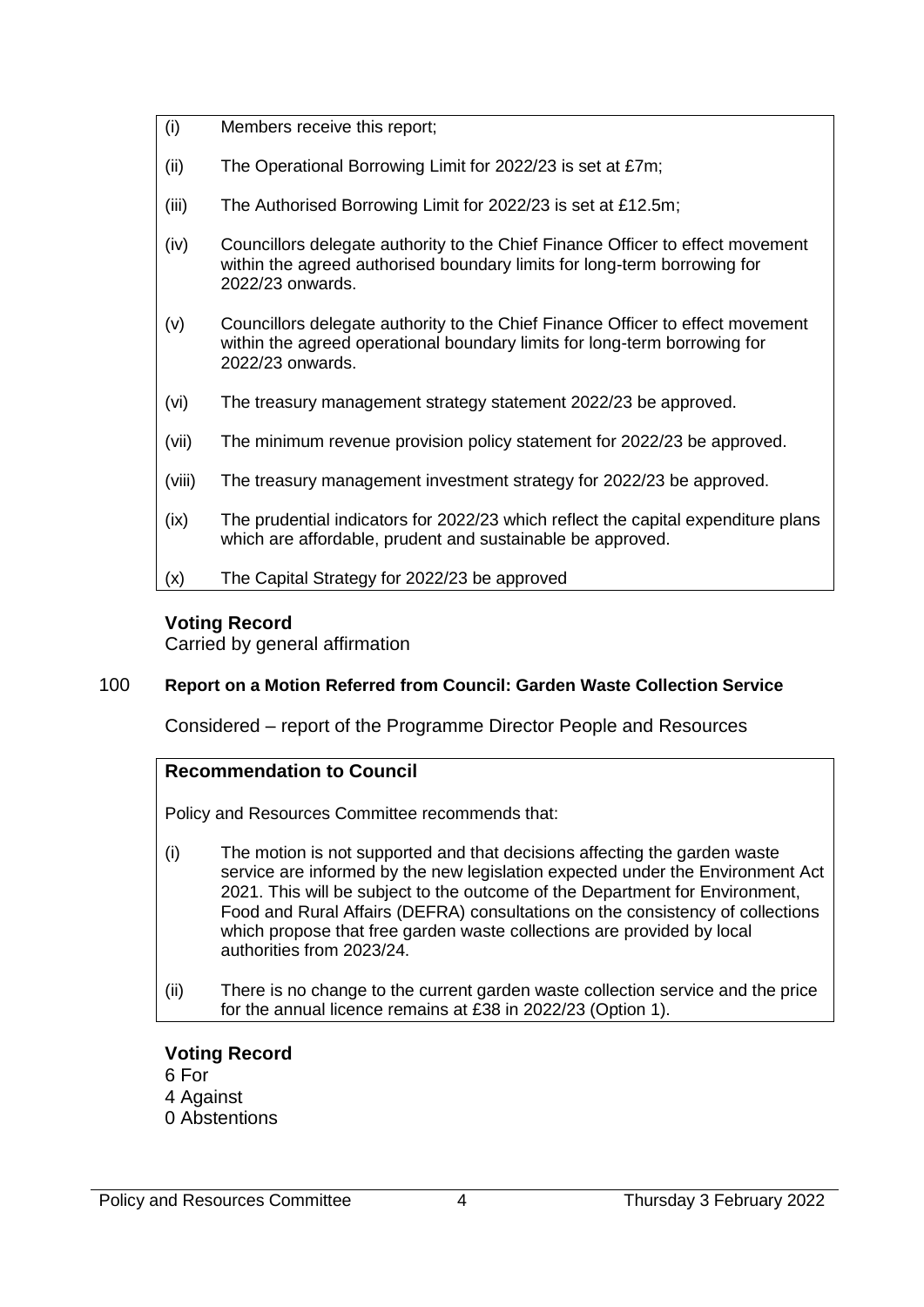(i) Members receive this report;

(ii) The Operational Borrowing Limit for 2022/23 is set at £7m;

(iii) The Authorised Borrowing Limit for 2022/23 is set at £12.5m;

(iv) Councillors delegate authority to the Chief Finance Officer to effect movement within the agreed authorised boundary limits for long-term borrowing for 2022/23 onwards.

(v) Councillors delegate authority to the Chief Finance Officer to effect movement within the agreed operational boundary limits for long-term borrowing for 2022/23 onwards.

(vi) The treasury management strategy statement 2022/23 be approved.

(vii) The minimum revenue provision policy statement for 2022/23 be approved.

(viii) The treasury management investment strategy for 2022/23 be approved.

(ix) The prudential indicators for 2022/23 which reflect the capital expenditure plans which are affordable, prudent and sustainable be approved.

(x) The Capital Strategy for 2022/23 be approved

**Voting Record**

Carried by general affirmation

## 100 Report on a Motion Referred from Council: Garden Waste Collection Service

Considered – report of the Programme Director People and Resources

**Recommendation to Council**

Policy and Resources Committee recommends that:

(i) The motion is not supported and that decisions affecting the garden waste service are informed by the new legislation expected under the Environment Act 2021. This will be subject to the outcome of the Department for Environment, Food and Rural Affairs (DEFRA) consultations on the consistency of collections which propose that free garden waste collections are provided by local authorities from 2023/24.

(ii) There is no change to the current garden waste collection service and the price for the annual licence remains at £38 in 2022/23 (Option 1).

**Voting Record**

6 For
4 Against
0 Abstentions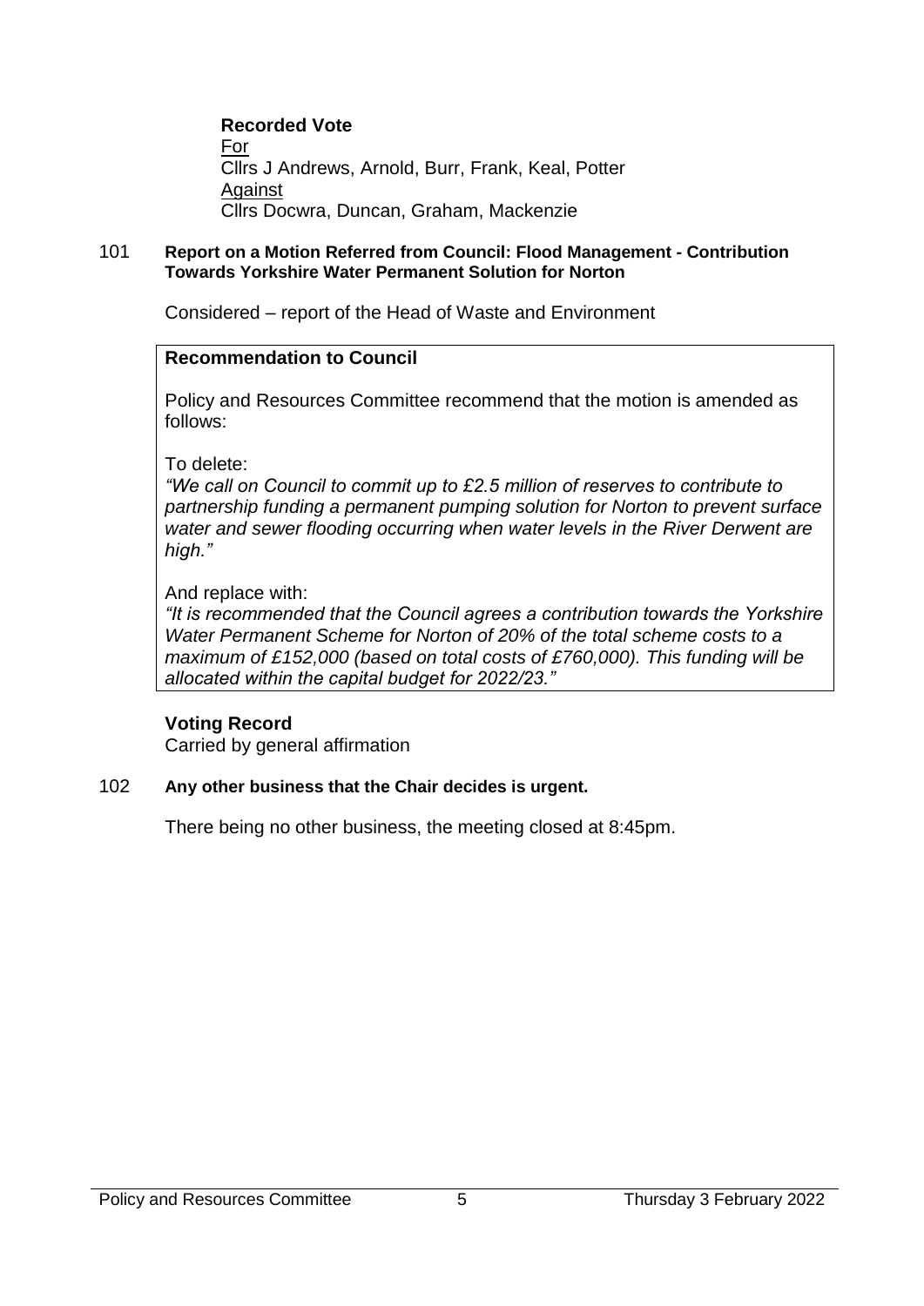**Recorded Vote**

<u>For</u>

Cllrs J Andrews, Arnold, Burr, Frank, Keal, Potter

<u>Against</u>

Cllrs Docwra, Duncan, Graham, Mackenzie

### 101 Report on a Motion Referred from Council: Flood Management - Contribution Towards Yorkshire Water Permanent Solution for Norton

Considered – report of the Head of Waste and Environment

**Recommendation to Council**

Policy and Resources Committee recommend that the motion is amended as follows:

To delete:

*"We call on Council to commit up to £2.5 million of reserves to contribute to partnership funding a permanent pumping solution for Norton to prevent surface water and sewer flooding occurring when water levels in the River Derwent are high."*

And replace with:

*"It is recommended that the Council agrees a contribution towards the Yorkshire Water Permanent Scheme for Norton of 20% of the total scheme costs to a maximum of £152,000 (based on total costs of £760,000). This funding will be allocated within the capital budget for 2022/23."*

**Voting Record**

Carried by general affirmation

### 102 Any other business that the Chair decides is urgent.

There being no other business, the meeting closed at 8:45pm.